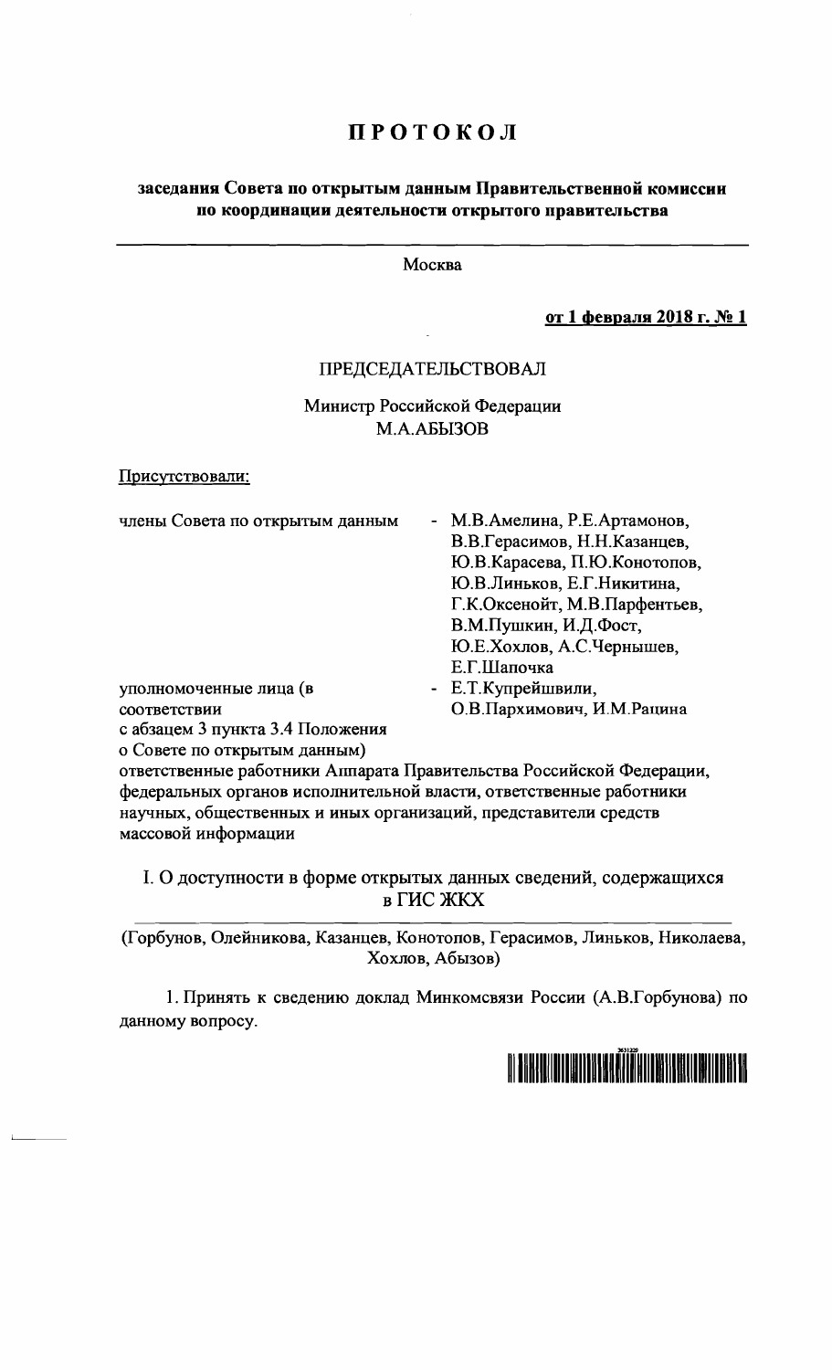# ПРОТОКОЛ

**заседания Совета по открытым данным Правительственной комиссии по координации деятельности открытого правительства**

Москва

**от 1 февраля 2018 г. № 1**

ПРЕДСЕДАТЕЛЬСТВОВАЛ

Министр Российской Федерации
М.А.АБЫЗОВ

Присутствовали:

члены Совета по открытым данным - М.В.Амелина, Р.Е.Артамонов, В.В.Герасимов, Н.Н.Казанцев, Ю.В.Карасева, П.Ю.Конотопов, Ю.В.Линьков, Е.Г.Никитина, Г.К.Оксенойт, М.В.Парфентьев, В.М.Пушкин, И.Д.Фост, Ю.Е.Хохлов, А.С.Чернышев, Е.Г.Шапочка

уполномоченные лица (в соответствии с абзацем 3 пункта 3.4 Положения о Совете по открытым данным) - Е.Т.Купрейшвили, О.В.Пархимович, И.М.Рацина

ответственные работники Аппарата Правительства Российской Федерации, федеральных органов исполнительной власти, ответственные работники научных, общественных и иных организаций, представители средств массовой информации

## I. О доступности в форме открытых данных сведений, содержащихся в ГИС ЖКХ

(Горбунов, Олейникова, Казанцев, Конотопов, Герасимов, Линьков, Николаева, Хохлов, Абызов)

1. Принять к сведению доклад Минкомсвязи России (А.В.Горбунова) по данному вопросу.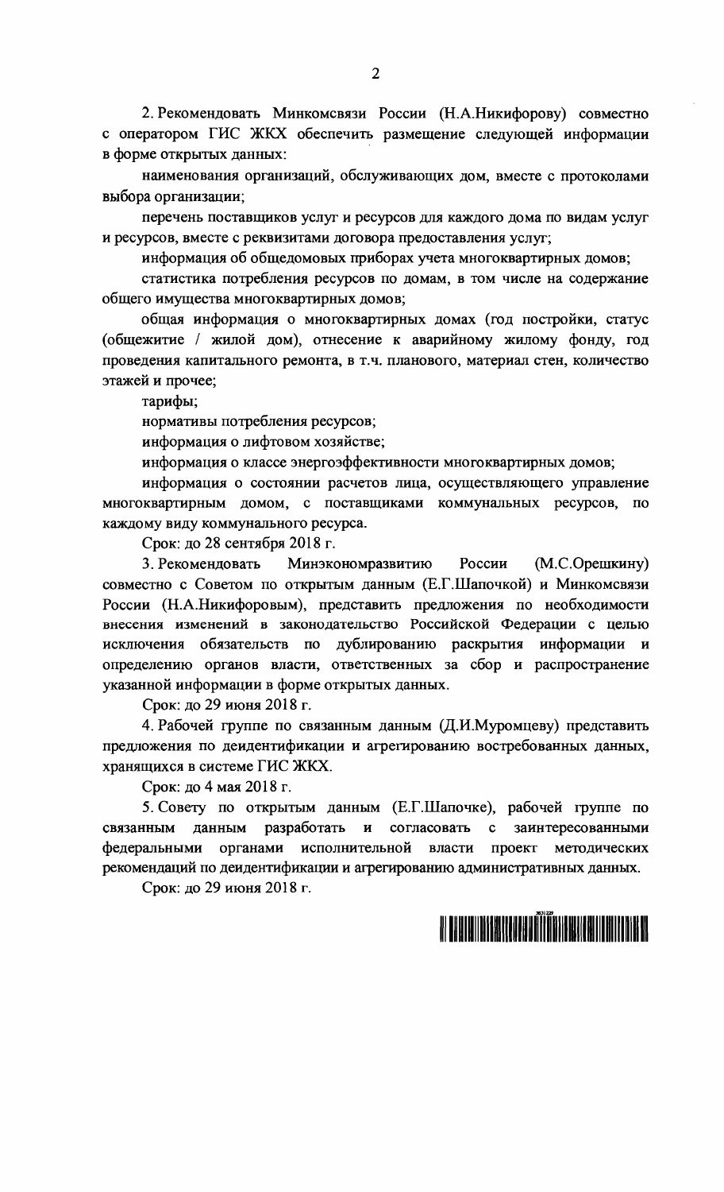2. Рекомендовать Минкомсвязи России (Н.А.Никифорову) совместно с оператором ГИС ЖКХ обеспечить размещение следующей информации в форме открытых данных:

наименования организаций, обслуживающих дом, вместе с протоколами выбора организации;

перечень поставщиков услуг и ресурсов для каждого дома по видам услуг и ресурсов, вместе с реквизитами договора предоставления услуг;

информация об общедомовых приборах учета многоквартирных домов;

статистика потребления ресурсов по домам, в том числе на содержание общего имущества многоквартирных домов;

общая информация о многоквартирных домах (год постройки, статус (общежитие / жилой дом), отнесение к аварийному жилому фонду, год проведения капитального ремонта, в т.ч. планового, материал стен, количество этажей и прочее;

тарифы;

нормативы потребления ресурсов;

информация о лифтовом хозяйстве;

информация о классе энергоэффективности многоквартирных домов;

информация о состоянии расчетов лица, осуществляющего управление многоквартирным домом, с поставщиками коммунальных ресурсов, по каждому виду коммунального ресурса.

Срок: до 28 сентября 2018 г.

3. Рекомендовать Минэкономразвитию России (М.С.Орешкину) совместно с Советом по открытым данным (Е.Г.Шапочкой) и Минкомсвязи России (Н.А.Никифоровым), представить предложения по необходимости внесения изменений в законодательство Российской Федерации с целью исключения обязательств по дублированию раскрытия информации и определению органов власти, ответственных за сбор и распространение указанной информации в форме открытых данных.

Срок: до 29 июня 2018 г.

4. Рабочей группе по связанным данным (Д.И.Муромцеву) представить предложения по деидентификации и агрегированию востребованных данных, хранящихся в системе ГИС ЖКХ.

Срок: до 4 мая 2018 г.

5. Совету по открытым данным (Е.Г.Шапочке), рабочей группе по связанным данным разработать и согласовать с заинтересованными федеральными органами исполнительной власти проект методических рекомендаций по деидентификации и агрегированию административных данных.

Срок: до 29 июня 2018 г.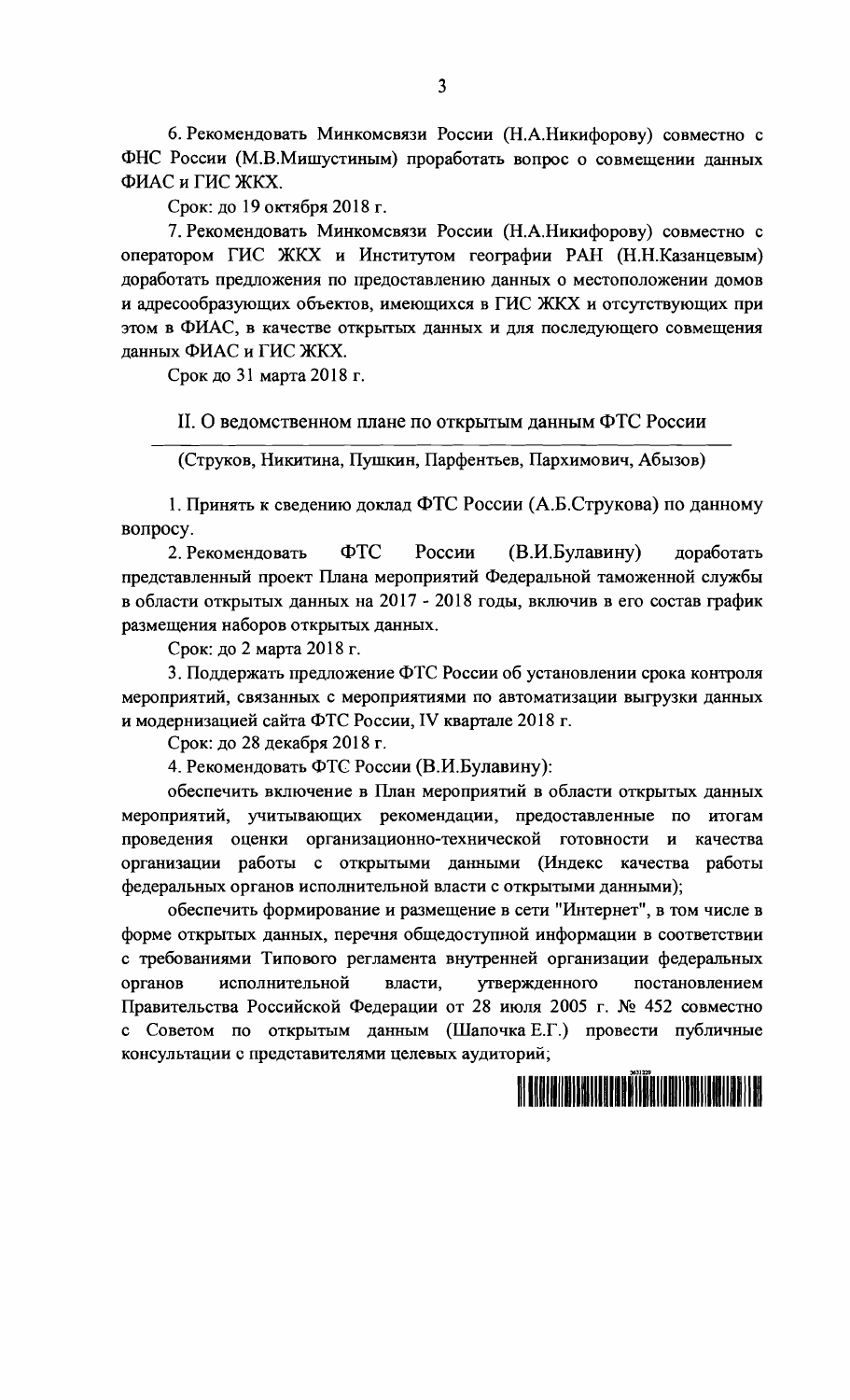6. Рекомендовать Минкомсвязи России (Н.А.Никифорову) совместно с ФНС России (М.В.Мишустиным) проработать вопрос о совмещении данных ФИАС и ГИС ЖКХ.

Срок: до 19 октября 2018 г.

7. Рекомендовать Минкомсвязи России (Н.А.Никифорову) совместно с оператором ГИС ЖКХ и Институтом географии РАН (Н.Н.Казанцевым) доработать предложения по предоставлению данных о местоположении домов и адресообразующих объектов, имеющихся в ГИС ЖКХ и отсутствующих при этом в ФИАС, в качестве открытых данных и для последующего совмещения данных ФИАС и ГИС ЖКХ.

Срок до 31 марта 2018 г.

## II. О ведомственном плане по открытым данным ФТС России

(Струков, Никитина, Пушкин, Парфентьев, Пархимович, Абызов)

1. Принять к сведению доклад ФТС России (А.Б.Струкова) по данному вопросу.

2. Рекомендовать ФТС России (В.И.Булавину) доработать представленный проект Плана мероприятий Федеральной таможенной службы в области открытых данных на 2017 - 2018 годы, включив в его состав график размещения наборов открытых данных.

Срок: до 2 марта 2018 г.

3. Поддержать предложение ФТС России об установлении срока контроля мероприятий, связанных с мероприятиями по автоматизации выгрузки данных и модернизацией сайта ФТС России, IV квартале 2018 г.

Срок: до 28 декабря 2018 г.

4. Рекомендовать ФТС России (В.И.Булавину):

обеспечить включение в План мероприятий в области открытых данных мероприятий, учитывающих рекомендации, предоставленные по итогам проведения оценки организационно-технической готовности и качества организации работы с открытыми данными (Индекс качества работы федеральных органов исполнительной власти с открытыми данными);

обеспечить формирование и размещение в сети "Интернет", в том числе в форме открытых данных, перечня общедоступной информации в соответствии с требованиями Типового регламента внутренней организации федеральных органов исполнительной власти, утвержденного постановлением Правительства Российской Федерации от 28 июля 2005 г. № 452 совместно с Советом по открытым данным (Шапочка Е.Г.) провести публичные консультации с представителями целевых аудиторий;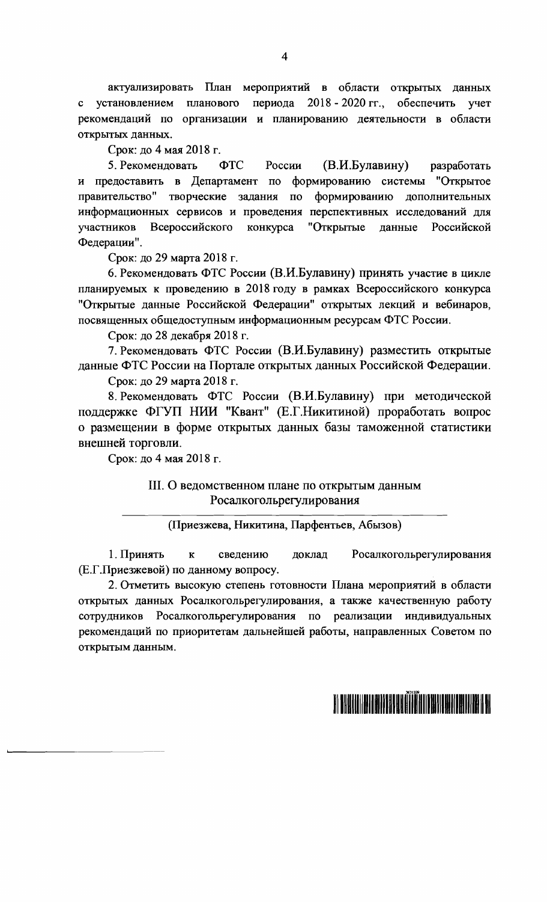актуализировать План мероприятий в области открытых данных с установлением планового периода 2018 - 2020 гг., обеспечить учет рекомендаций по организации и планированию деятельности в области открытых данных.

Срок: до 4 мая 2018 г.

5. Рекомендовать ФТС России (В.И.Булавину) разработать и предоставить в Департамент по формированию системы "Открытое правительство" творческие задания по формированию дополнительных информационных сервисов и проведения перспективных исследований для участников Всероссийского конкурса "Открытые данные Российской Федерации".

Срок: до 29 марта 2018 г.

6. Рекомендовать ФТС России (В.И.Булавину) принять участие в цикле планируемых к проведению в 2018 году в рамках Всероссийского конкурса "Открытые данные Российской Федерации" открытых лекций и вебинаров, посвященных общедоступным информационным ресурсам ФТС России.

Срок: до 28 декабря 2018 г.

7. Рекомендовать ФТС России (В.И.Булавину) разместить открытые данные ФТС России на Портале открытых данных Российской Федерации.

Срок: до 29 марта 2018 г.

8. Рекомендовать ФТС России (В.И.Булавину) при методической поддержке ФГУП НИИ "Квант" (Е.Г.Никитиной) проработать вопрос о размещении в форме открытых данных базы таможенной статистики внешней торговли.

Срок: до 4 мая 2018 г.

## III. О ведомственном плане по открытым данным Росалкогольрегулирования

(Приезжева, Никитина, Парфентьев, Абызов)

1. Принять к сведению доклад Росалкогольрегулирования (Е.Г.Приезжевой) по данному вопросу.

2. Отметить высокую степень готовности Плана мероприятий в области открытых данных Росалкогольрегулирования, а также качественную работу сотрудников Росалкогольрегулирования по реализации индивидуальных рекомендаций по приоритетам дальнейшей работы, направленных Советом по открытым данным.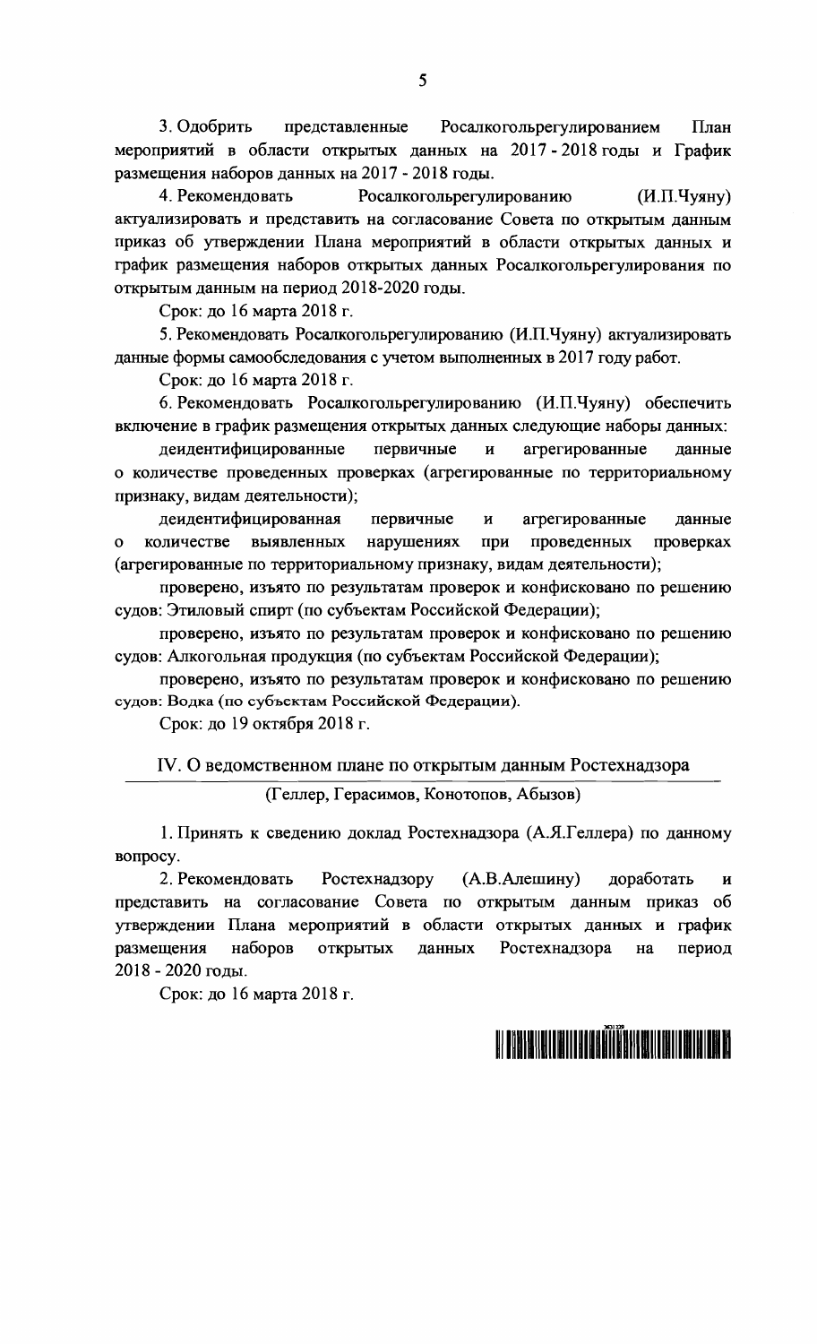3. Одобрить представленные Росалкогольрегулированием План мероприятий в области открытых данных на 2017 - 2018 годы и График размещения наборов данных на 2017 - 2018 годы.

4. Рекомендовать Росалкогольрегулированию (И.П.Чуяну) актуализировать и представить на согласование Совета по открытым данным приказ об утверждении Плана мероприятий в области открытых данных и график размещения наборов открытых данных Росалкогольрегулирования по открытым данным на период 2018-2020 годы.

Срок: до 16 марта 2018 г.

5. Рекомендовать Росалкогольрегулированию (И.П.Чуяну) актуализировать данные формы самообследования с учетом выполненных в 2017 году работ.

Срок: до 16 марта 2018 г.

6. Рекомендовать Росалкогольрегулированию (И.П.Чуяну) обеспечить включение в график размещения открытых данных следующие наборы данных:

деидентифицированные первичные и агрегированные данные о количестве проведенных проверках (агрегированные по территориальному признаку, видам деятельности);

деидентифицированная первичные и агрегированные данные о количестве выявленных нарушениях при проведенных проверках (агрегированные по территориальному признаку, видам деятельности);

проверено, изъято по результатам проверок и конфисковано по решению судов: Этиловый спирт (по субъектам Российской Федерации);

проверено, изъято по результатам проверок и конфисковано по решению судов: Алкогольная продукция (по субъектам Российской Федерации);

проверено, изъято по результатам проверок и конфисковано по решению судов: Водка (по субъектам Российской Федерации).

Срок: до 19 октября 2018 г.

## IV. О ведомственном плане по открытым данным Ростехнадзора

(Геллер, Герасимов, Конотопов, Абызов)

1. Принять к сведению доклад Ростехнадзора (А.Я.Геллера) по данному вопросу.

2. Рекомендовать Ростехнадзору (А.В.Алешину) доработать и представить на согласование Совета по открытым данным приказ об утверждении Плана мероприятий в области открытых данных и график размещения наборов открытых данных Ростехнадзора на период 2018 - 2020 годы.

Срок: до 16 марта 2018 г.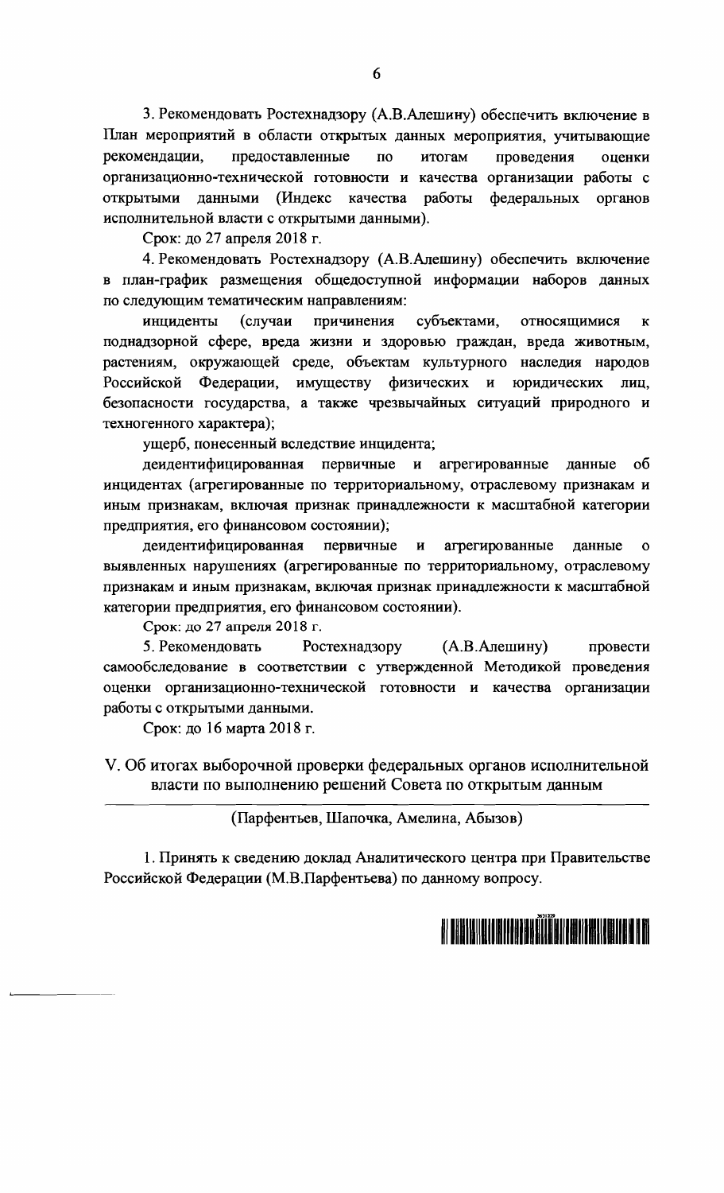3. Рекомендовать Ростехнадзору (А.В.Алешину) обеспечить включение в План мероприятий в области открытых данных мероприятия, учитывающие рекомендации, предоставленные по итогам проведения оценки организационно-технической готовности и качества организации работы с открытыми данными (Индекс качества работы федеральных органов исполнительной власти с открытыми данными).

Срок: до 27 апреля 2018 г.

4. Рекомендовать Ростехнадзору (А.В.Алешину) обеспечить включение в план-график размещения общедоступной информации наборов данных по следующим тематическим направлениям:

инциденты (случаи причинения субъектами, относящимися к поднадзорной сфере, вреда жизни и здоровью граждан, вреда животным, растениям, окружающей среде, объектам культурного наследия народов Российской Федерации, имуществу физических и юридических лиц, безопасности государства, а также чрезвычайных ситуаций природного и техногенного характера);

ущерб, понесенный вследствие инцидента;

деидентифицированная первичные и агрегированные данные об инцидентах (агрегированные по территориальному, отраслевому признакам и иным признакам, включая признак принадлежности к масштабной категории предприятия, его финансовом состоянии);

деидентифицированная первичные и агрегированные данные о выявленных нарушениях (агрегированные по территориальному, отраслевому признакам и иным признакам, включая признак принадлежности к масштабной категории предприятия, его финансовом состоянии).

Срок: до 27 апреля 2018 г.

5. Рекомендовать Ростехнадзору (А.В.Алешину) провести самообследование в соответствии с утвержденной Методикой проведения оценки организационно-технической готовности и качества организации работы с открытыми данными.

Срок: до 16 марта 2018 г.

## V. Об итогах выборочной проверки федеральных органов исполнительной власти по выполнению решений Совета по открытым данным

(Парфентьев, Шапочка, Амелина, Абызов)

1. Принять к сведению доклад Аналитического центра при Правительстве Российской Федерации (М.В.Парфентьева) по данному вопросу.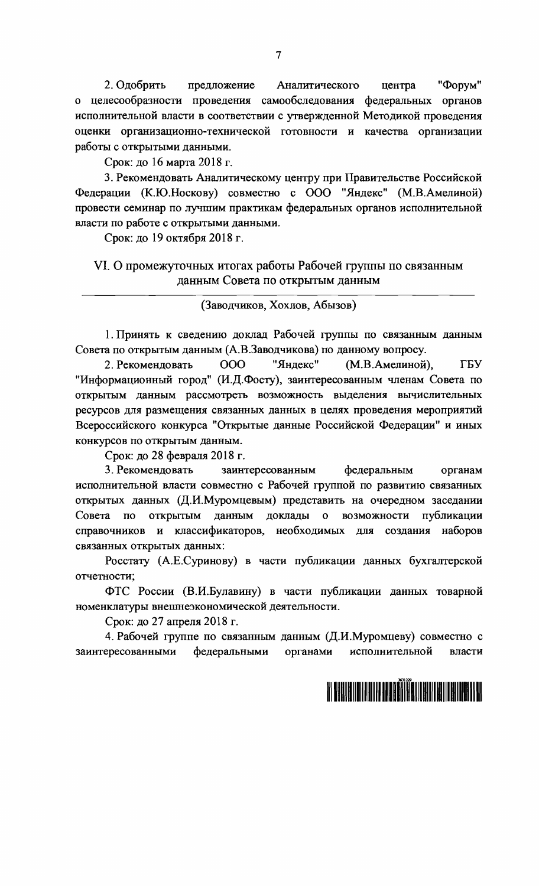2. Одобрить предложение Аналитического центра "Форум" о целесообразности проведения самообследования федеральных органов исполнительной власти в соответствии с утвержденной Методикой проведения оценки организационно-технической готовности и качества организации работы с открытыми данными.

Срок: до 16 марта 2018 г.

3. Рекомендовать Аналитическому центру при Правительстве Российской Федерации (К.Ю.Носкову) совместно с ООО "Яндекс" (М.В.Амелиной) провести семинар по лучшим практикам федеральных органов исполнительной власти по работе с открытыми данными.

Срок: до 19 октября 2018 г.

## VI. О промежуточных итогах работы Рабочей группы по связанным данным Совета по открытым данным

(Заводчиков, Хохлов, Абызов)

1. Принять к сведению доклад Рабочей группы по связанным данным Совета по открытым данным (А.В.Заводчикова) по данному вопросу.

2. Рекомендовать ООО "Яндекс" (М.В.Амелиной), ГБУ "Информационный город" (И.Д.Фосту), заинтересованным членам Совета по открытым данным рассмотреть возможность выделения вычислительных ресурсов для размещения связанных данных в целях проведения мероприятий Всероссийского конкурса "Открытые данные Российской Федерации" и иных конкурсов по открытым данным.

Срок: до 28 февраля 2018 г.

3. Рекомендовать заинтересованным федеральным органам исполнительной власти совместно с Рабочей группой по развитию связанных открытых данных (Д.И.Муромцевым) представить на очередном заседании Совета по открытым данным доклады о возможности публикации справочников и классификаторов, необходимых для создания наборов связанных открытых данных:

Росстату (А.Е.Суринову) в части публикации данных бухгалтерской отчетности;

ФТС России (В.И.Булавину) в части публикации данных товарной номенклатуры внешнеэкономической деятельности.

Срок: до 27 апреля 2018 г.

4. Рабочей группе по связанным данным (Д.И.Муромцеву) совместно с заинтересованными федеральными органами исполнительной власти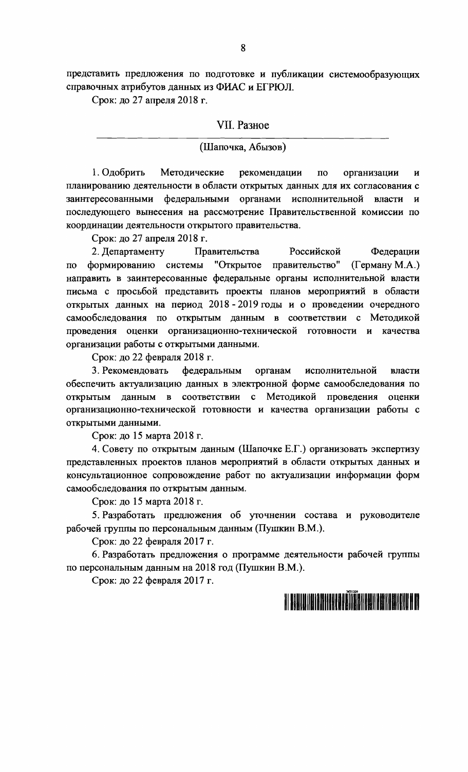представить предложения по подготовке и публикации системообразующих справочных атрибутов данных из ФИАС и ЕГРЮЛ.

Срок: до 27 апреля 2018 г.

## VII. Разное

(Шапочка, Абызов)

1. Одобрить Методические рекомендации по организации и планированию деятельности в области открытых данных для их согласования с заинтересованными федеральными органами исполнительной власти и последующего вынесения на рассмотрение Правительственной комиссии по координации деятельности открытого правительства.

Срок: до 27 апреля 2018 г.

2. Департаменту Правительства Российской Федерации по формированию системы "Открытое правительство" (Герману М.А.) направить в заинтересованные федеральные органы исполнительной власти письма с просьбой представить проекты планов мероприятий в области открытых данных на период 2018 - 2019 годы и о проведении очередного самообследования по открытым данным в соответствии с Методикой проведения оценки организационно-технической готовности и качества организации работы с открытыми данными.

Срок: до 22 февраля 2018 г.

3. Рекомендовать федеральным органам исполнительной власти обеспечить актуализацию данных в электронной форме самообследования по открытым данным в соответствии с Методикой проведения оценки организационно-технической готовности и качества организации работы с открытыми данными.

Срок: до 15 марта 2018 г.

4. Совету по открытым данным (Шапочке Е.Г.) организовать экспертизу представленных проектов планов мероприятий в области открытых данных и консультационное сопровождение работ по актуализации информации форм самообследования по открытым данным.

Срок: до 15 марта 2018 г.

5. Разработать предложения об уточнении состава и руководителе рабочей группы по персональным данным (Пушкин В.М.).

Срок: до 22 февраля 2017 г.

6. Разработать предложения о программе деятельности рабочей группы по персональным данным на 2018 год (Пушкин В.М.).

Срок: до 22 февраля 2017 г.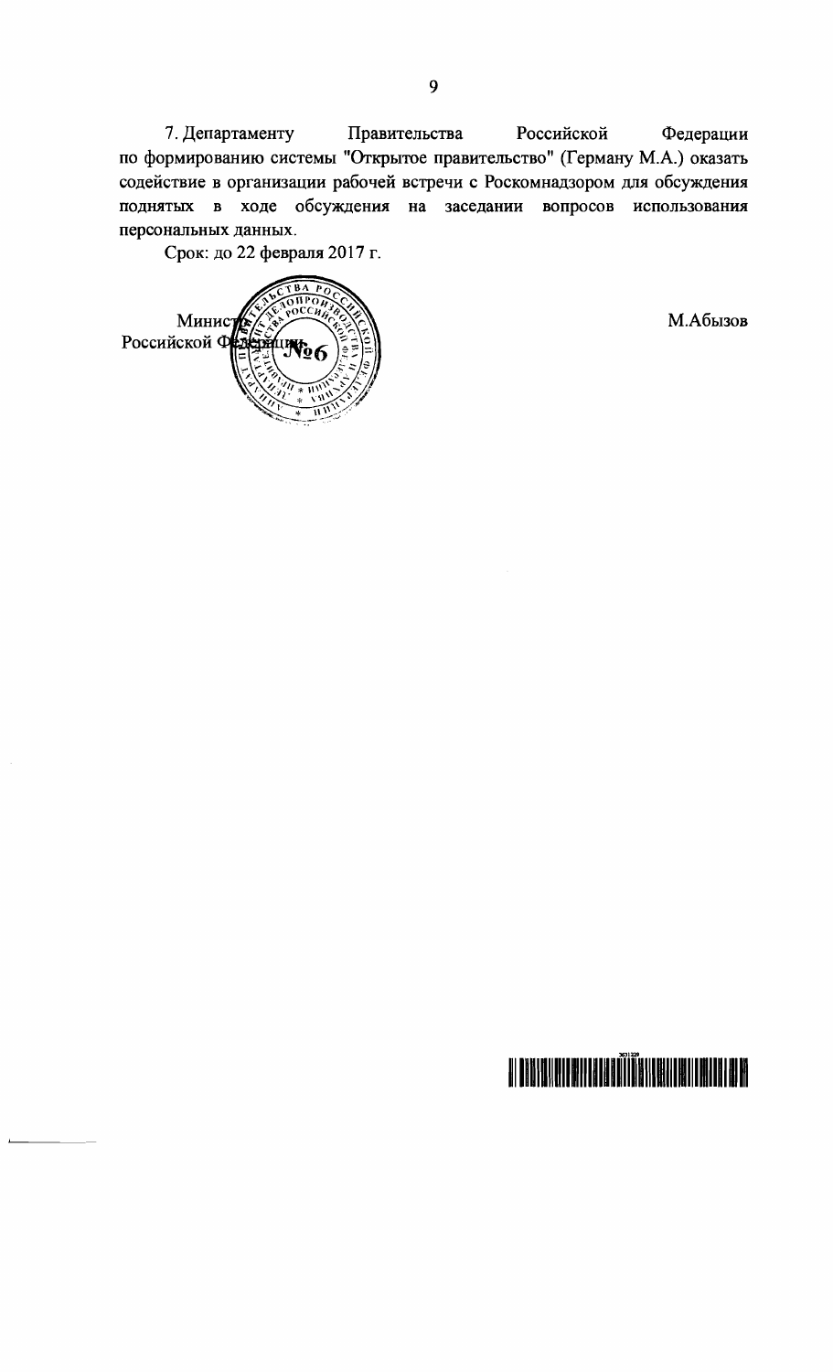7. Департаменту Правительства Российской Федерации по формированию системы "Открытое правительство" (Герману М.А.) оказать содействие в организации рабочей встречи с Роскомнадзором для обсуждения поднятых в ходе обсуждения на заседании вопросов использования персональных данных.

Срок: до 22 февраля 2017 г.

Министр Российской Федерации М.Абызов